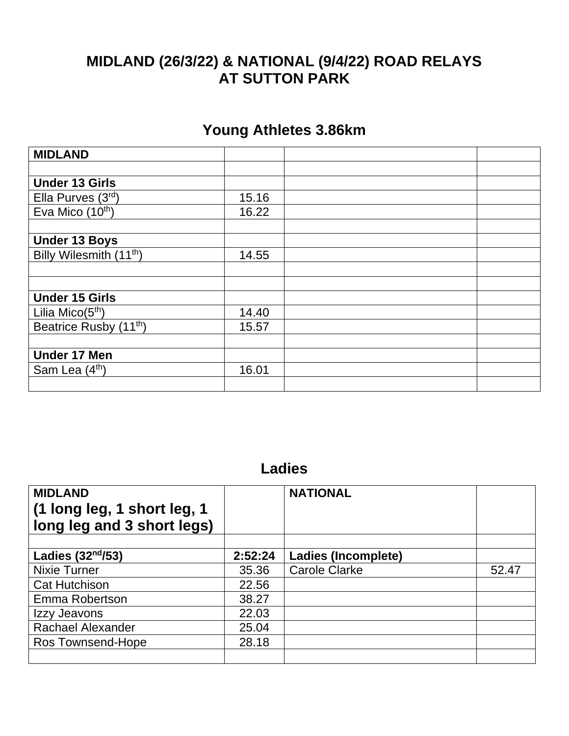# MIDLAND (26/3/22) & NATIONAL (9/4/22) ROAD RELAYS AT SUTTON PARK

## Young Athletes 3.86km

| **MIDLAND** | | | |
|---|---|---|---|
| | | | |
| **Under 13 Girls** | | | |
| Ella Purves (3rd) | 15.16 | | |
| Eva Mico (10th) | 16.22 | | |
| | | | |
| **Under 13 Boys** | | | |
| Billy Wilesmith (11th) | 14.55 | | |
| | | | |
| | | | |
| **Under 15 Girls** | | | |
| Lilia Mico(5th) | 14.40 | | |
| Beatrice Rusby (11th) | 15.57 | | |
| | | | |
| **Under 17 Men** | | | |
| Sam Lea (4th) | 16.01 | | |
| | | | |

## Ladies

| **MIDLAND (1 long leg, 1 short leg, 1 long leg and 3 short legs)** | | **NATIONAL** | |
|---|---|---|---|
| | | | |
| **Ladies (32nd/53)** | **2:52:24** | **Ladies (Incomplete)** | |
| Nixie Turner | 35.36 | Carole Clarke | 52.47 |
| Cat Hutchison | 22.56 | | |
| Emma Robertson | 38.27 | | |
| Izzy Jeavons | 22.03 | | |
| Rachael Alexander | 25.04 | | |
| Ros Townsend-Hope | 28.18 | | |
| | | | |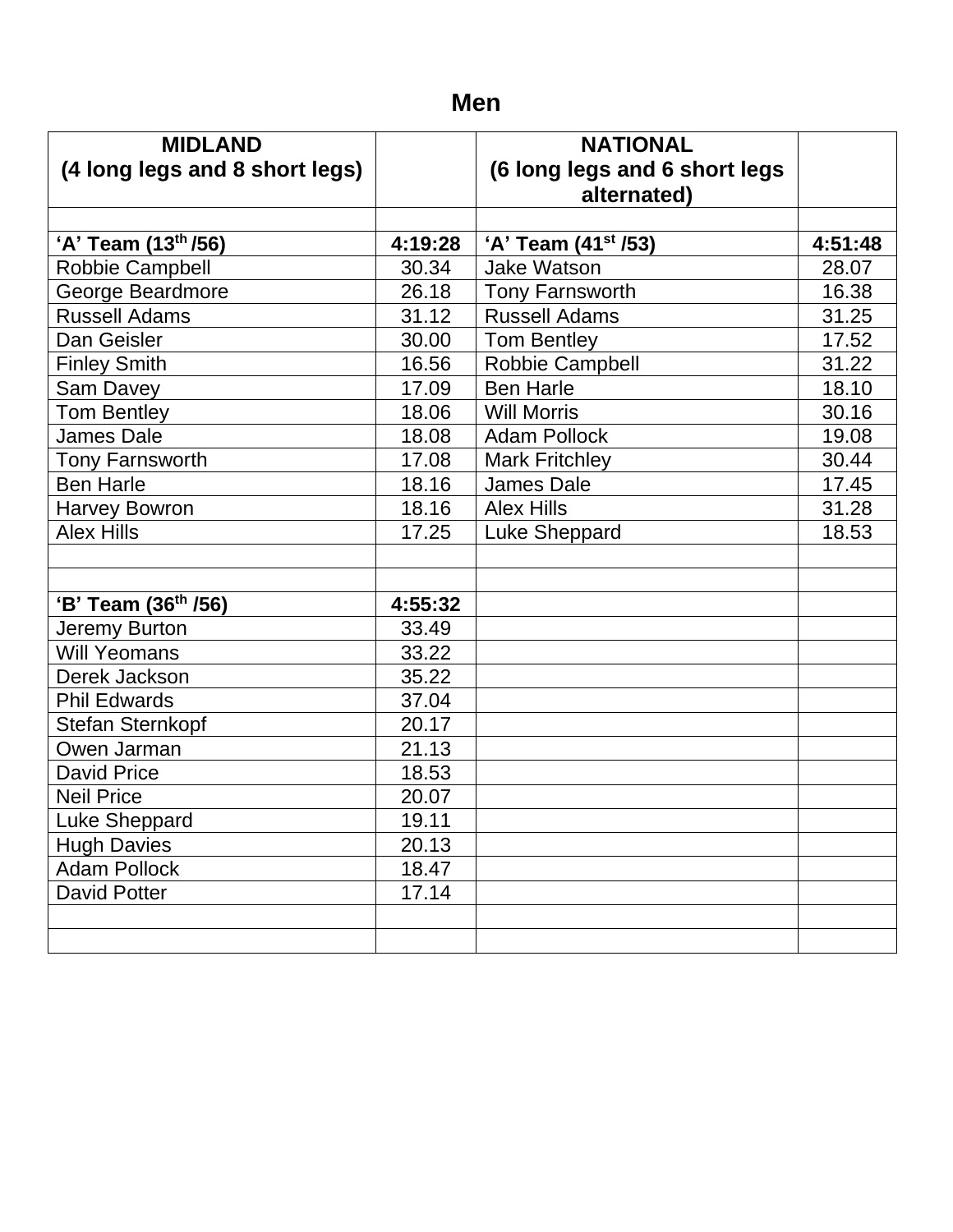# Men

| MIDLAND (4 long legs and 8 short legs) | | NATIONAL (6 long legs and 6 short legs alternated) | |
|---|---|---|---|
| | | | |
| **'A' Team (13th /56)** | **4:19:28** | **'A' Team (41st /53)** | **4:51:48** |
| Robbie Campbell | 30.34 | Jake Watson | 28.07 |
| George Beardmore | 26.18 | Tony Farnsworth | 16.38 |
| Russell Adams | 31.12 | Russell Adams | 31.25 |
| Dan Geisler | 30.00 | Tom Bentley | 17.52 |
| Finley Smith | 16.56 | Robbie Campbell | 31.22 |
| Sam Davey | 17.09 | Ben Harle | 18.10 |
| Tom Bentley | 18.06 | Will Morris | 30.16 |
| James Dale | 18.08 | Adam Pollock | 19.08 |
| Tony Farnsworth | 17.08 | Mark Fritchley | 30.44 |
| Ben Harle | 18.16 | James Dale | 17.45 |
| Harvey Bowron | 18.16 | Alex Hills | 31.28 |
| Alex Hills | 17.25 | Luke Sheppard | 18.53 |
| | | | |
| | | | |
| **'B' Team (36th /56)** | **4:55:32** | | |
| Jeremy Burton | 33.49 | | |
| Will Yeomans | 33.22 | | |
| Derek Jackson | 35.22 | | |
| Phil Edwards | 37.04 | | |
| Stefan Sternkopf | 20.17 | | |
| Owen Jarman | 21.13 | | |
| David Price | 18.53 | | |
| Neil Price | 20.07 | | |
| Luke Sheppard | 19.11 | | |
| Hugh Davies | 20.13 | | |
| Adam Pollock | 18.47 | | |
| David Potter | 17.14 | | |
| | | | |
| | | | |